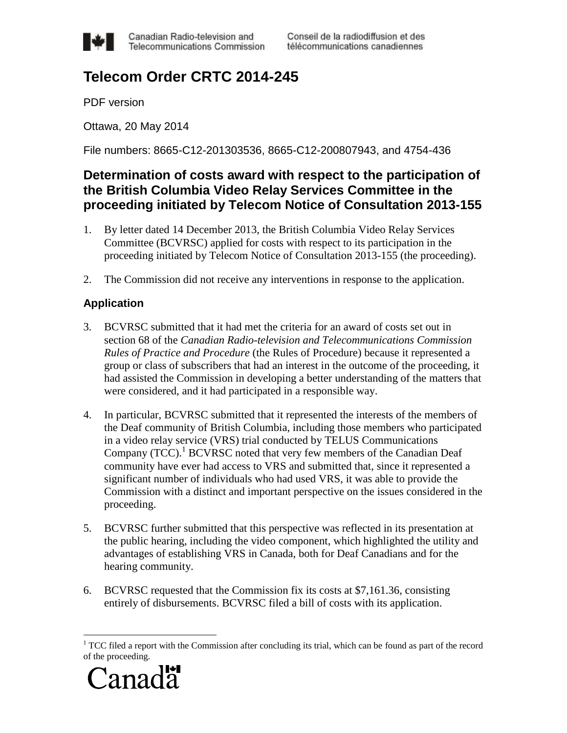Canadian Radio-television and Telecommunications Commission | Conseil de la radiodiffusion et des télécommunications canadiennes

# Telecom Order CRTC 2014-245

PDF version

Ottawa, 20 May 2014

File numbers: 8665-C12-201303536, 8665-C12-200807943, and 4754-436

## Determination of costs award with respect to the participation of the British Columbia Video Relay Services Committee in the proceeding initiated by Telecom Notice of Consultation 2013-155

1. By letter dated 14 December 2013, the British Columbia Video Relay Services Committee (BCVRSC) applied for costs with respect to its participation in the proceeding initiated by Telecom Notice of Consultation 2013-155 (the proceeding).

2. The Commission did not receive any interventions in response to the application.

### Application

3. BCVRSC submitted that it had met the criteria for an award of costs set out in section 68 of the *Canadian Radio-television and Telecommunications Commission Rules of Practice and Procedure* (the Rules of Procedure) because it represented a group or class of subscribers that had an interest in the outcome of the proceeding, it had assisted the Commission in developing a better understanding of the matters that were considered, and it had participated in a responsible way.

4. In particular, BCVRSC submitted that it represented the interests of the members of the Deaf community of British Columbia, including those members who participated in a video relay service (VRS) trial conducted by TELUS Communications Company (TCC).[1] BCVRSC noted that very few members of the Canadian Deaf community have ever had access to VRS and submitted that, since it represented a significant number of individuals who had used VRS, it was able to provide the Commission with a distinct and important perspective on the issues considered in the proceeding.

5. BCVRSC further submitted that this perspective was reflected in its presentation at the public hearing, including the video component, which highlighted the utility and advantages of establishing VRS in Canada, both for Deaf Canadians and for the hearing community.

6. BCVRSC requested that the Commission fix its costs at $7,161.36, consisting entirely of disbursements. BCVRSC filed a bill of costs with its application.

---

[1] TCC filed a report with the Commission after concluding its trial, which can be found as part of the record of the proceeding.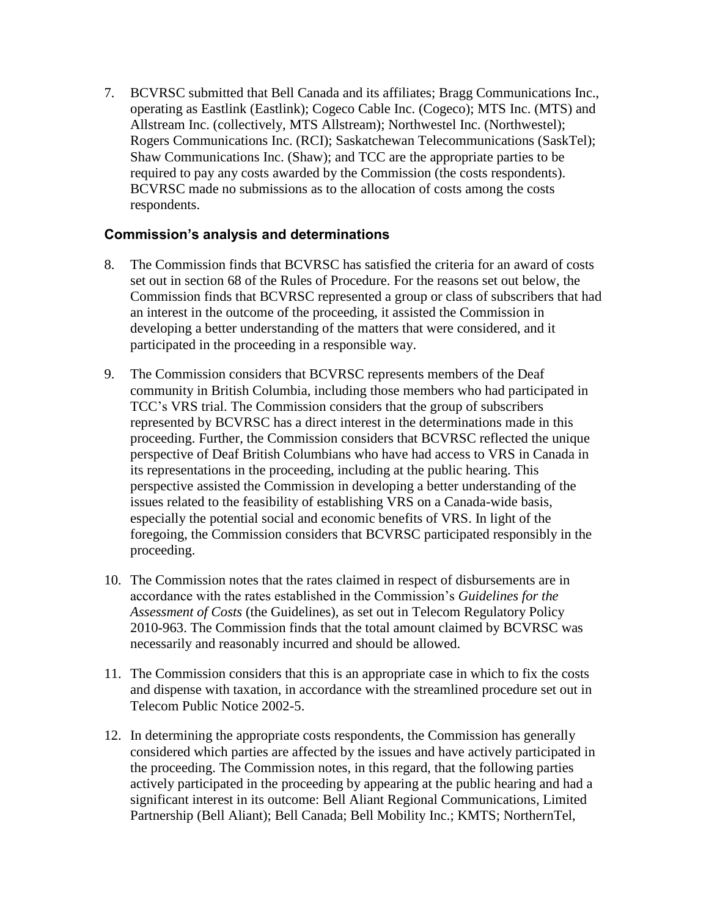7. BCVRSC submitted that Bell Canada and its affiliates; Bragg Communications Inc., operating as Eastlink (Eastlink); Cogeco Cable Inc. (Cogeco); MTS Inc. (MTS) and Allstream Inc. (collectively, MTS Allstream); Northwestel Inc. (Northwestel); Rogers Communications Inc. (RCI); Saskatchewan Telecommunications (SaskTel); Shaw Communications Inc. (Shaw); and TCC are the appropriate parties to be required to pay any costs awarded by the Commission (the costs respondents). BCVRSC made no submissions as to the allocation of costs among the costs respondents.

## Commission's analysis and determinations

8. The Commission finds that BCVRSC has satisfied the criteria for an award of costs set out in section 68 of the Rules of Procedure. For the reasons set out below, the Commission finds that BCVRSC represented a group or class of subscribers that had an interest in the outcome of the proceeding, it assisted the Commission in developing a better understanding of the matters that were considered, and it participated in the proceeding in a responsible way.

9. The Commission considers that BCVRSC represents members of the Deaf community in British Columbia, including those members who had participated in TCC's VRS trial. The Commission considers that the group of subscribers represented by BCVRSC has a direct interest in the determinations made in this proceeding. Further, the Commission considers that BCVRSC reflected the unique perspective of Deaf British Columbians who have had access to VRS in Canada in its representations in the proceeding, including at the public hearing. This perspective assisted the Commission in developing a better understanding of the issues related to the feasibility of establishing VRS on a Canada-wide basis, especially the potential social and economic benefits of VRS. In light of the foregoing, the Commission considers that BCVRSC participated responsibly in the proceeding.

10. The Commission notes that the rates claimed in respect of disbursements are in accordance with the rates established in the Commission's *Guidelines for the Assessment of Costs* (the Guidelines), as set out in Telecom Regulatory Policy 2010-963. The Commission finds that the total amount claimed by BCVRSC was necessarily and reasonably incurred and should be allowed.

11. The Commission considers that this is an appropriate case in which to fix the costs and dispense with taxation, in accordance with the streamlined procedure set out in Telecom Public Notice 2002-5.

12. In determining the appropriate costs respondents, the Commission has generally considered which parties are affected by the issues and have actively participated in the proceeding. The Commission notes, in this regard, that the following parties actively participated in the proceeding by appearing at the public hearing and had a significant interest in its outcome: Bell Aliant Regional Communications, Limited Partnership (Bell Aliant); Bell Canada; Bell Mobility Inc.; KMTS; NorthernTel,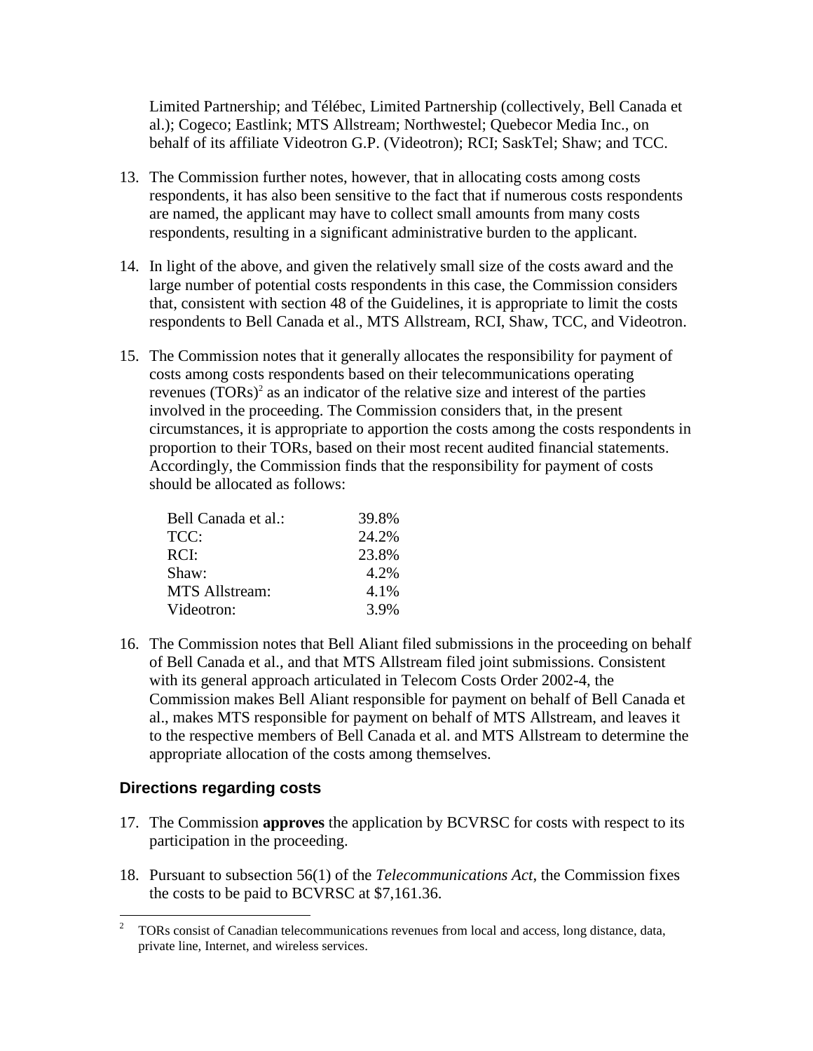Limited Partnership; and Télébec, Limited Partnership (collectively, Bell Canada et al.); Cogeco; Eastlink; MTS Allstream; Northwestel; Quebecor Media Inc., on behalf of its affiliate Videotron G.P. (Videotron); RCI; SaskTel; Shaw; and TCC.

13. The Commission further notes, however, that in allocating costs among costs respondents, it has also been sensitive to the fact that if numerous costs respondents are named, the applicant may have to collect small amounts from many costs respondents, resulting in a significant administrative burden to the applicant.

14. In light of the above, and given the relatively small size of the costs award and the large number of potential costs respondents in this case, the Commission considers that, consistent with section 48 of the Guidelines, it is appropriate to limit the costs respondents to Bell Canada et al., MTS Allstream, RCI, Shaw, TCC, and Videotron.

15. The Commission notes that it generally allocates the responsibility for payment of costs among costs respondents based on their telecommunications operating revenues (TORs)[2] as an indicator of the relative size and interest of the parties involved in the proceeding. The Commission considers that, in the present circumstances, it is appropriate to apportion the costs among the costs respondents in proportion to their TORs, based on their most recent audited financial statements. Accordingly, the Commission finds that the responsibility for payment of costs should be allocated as follows:

| | |
|---|---|
| Bell Canada et al.: | 39.8% |
| TCC: | 24.2% |
| RCI: | 23.8% |
| Shaw: | 4.2% |
| MTS Allstream: | 4.1% |
| Videotron: | 3.9% |

16. The Commission notes that Bell Aliant filed submissions in the proceeding on behalf of Bell Canada et al., and that MTS Allstream filed joint submissions. Consistent with its general approach articulated in Telecom Costs Order 2002-4, the Commission makes Bell Aliant responsible for payment on behalf of Bell Canada et al., makes MTS responsible for payment on behalf of MTS Allstream, and leaves it to the respective members of Bell Canada et al. and MTS Allstream to determine the appropriate allocation of the costs among themselves.

### Directions regarding costs

17. The Commission **approves** the application by BCVRSC for costs with respect to its participation in the proceeding.

18. Pursuant to subsection 56(1) of the *Telecommunications Act*, the Commission fixes the costs to be paid to BCVRSC at $7,161.36.

---

[2] TORs consist of Canadian telecommunications revenues from local and access, long distance, data, private line, Internet, and wireless services.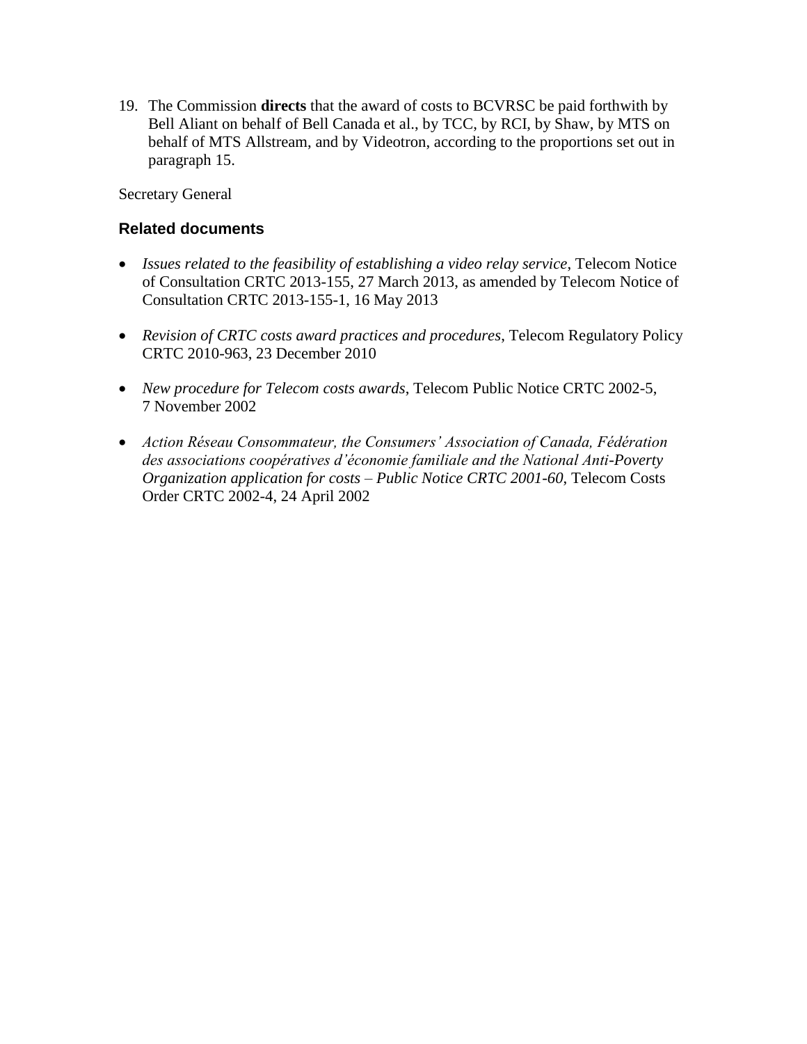19. The Commission **directs** that the award of costs to BCVRSC be paid forthwith by Bell Aliant on behalf of Bell Canada et al., by TCC, by RCI, by Shaw, by MTS on behalf of MTS Allstream, and by Videotron, according to the proportions set out in paragraph 15.

Secretary General

## Related documents

- *Issues related to the feasibility of establishing a video relay service*, Telecom Notice of Consultation CRTC 2013-155, 27 March 2013, as amended by Telecom Notice of Consultation CRTC 2013-155-1, 16 May 2013
- *Revision of CRTC costs award practices and procedures*, Telecom Regulatory Policy CRTC 2010-963, 23 December 2010
- *New procedure for Telecom costs awards*, Telecom Public Notice CRTC 2002-5, 7 November 2002
- *Action Réseau Consommateur, the Consumers' Association of Canada, Fédération des associations coopératives d'économie familiale and the National Anti-Poverty Organization application for costs – Public Notice CRTC 2001-60*, Telecom Costs Order CRTC 2002-4, 24 April 2002